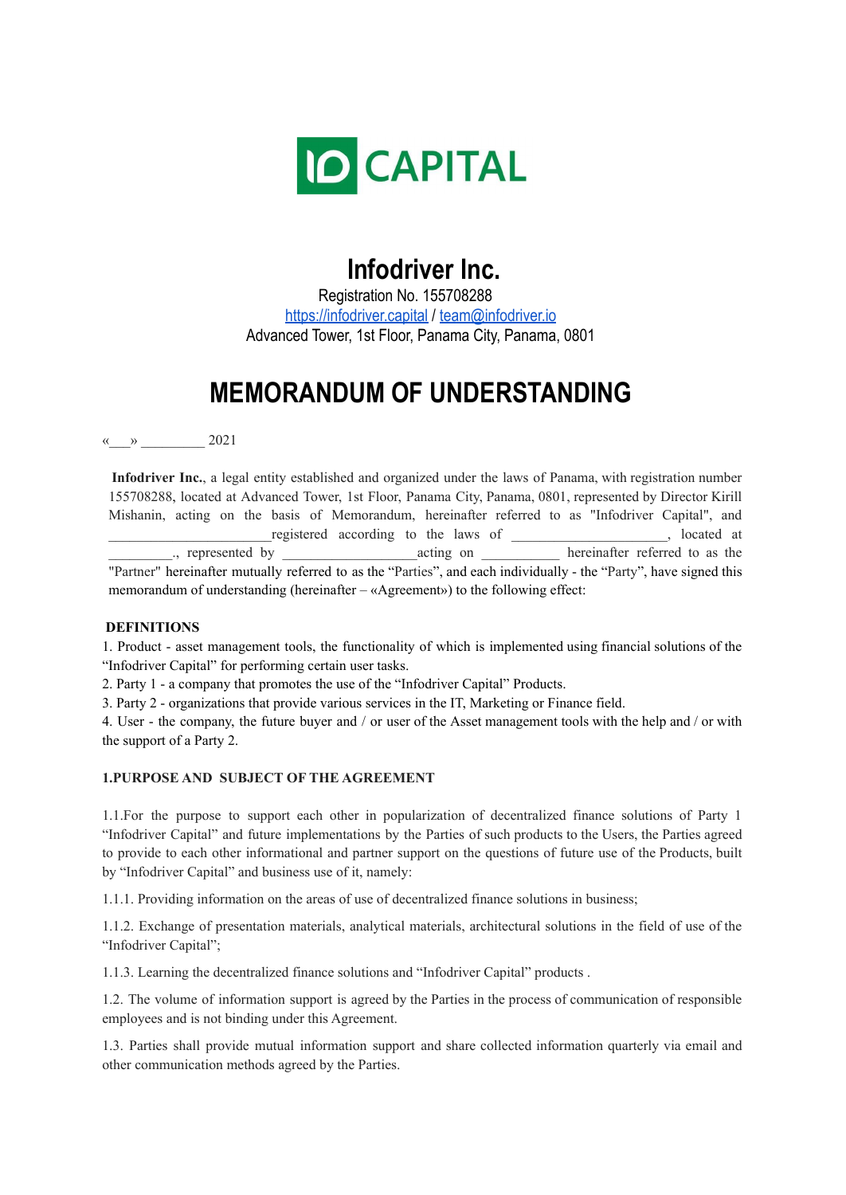IO CAPITAL

# Infodriver Inc.

Registration No. 155708288

https://infodriver.capital / team@infodriver.io

Advanced Tower, 1st Floor, Panama City, Panama, 0801

# MEMORANDUM OF UNDERSTANDING

«___» _________ 2021

**Infodriver Inc.**, a legal entity established and organized under the laws of Panama, with registration number 155708288, located at Advanced Tower, 1st Floor, Panama City, Panama, 0801, represented by Director Kirill Mishanin, acting on the basis of Memorandum, hereinafter referred to as "Infodriver Capital", and ________________________registered according to the laws of ______________________, located at _________., represented by ___________________acting on ___________ hereinafter referred to as the "Partner" hereinafter mutually referred to as the "Parties", and each individually - the "Party", have signed this memorandum of understanding (hereinafter – «Agreement») to the following effect:

**DEFINITIONS**

1. Product - asset management tools, the functionality of which is implemented using financial solutions of the "Infodriver Capital" for performing certain user tasks.
2. Party 1 - a company that promotes the use of the "Infodriver Capital" Products.
3. Party 2 - organizations that provide various services in the IT, Marketing or Finance field.
4. User - the company, the future buyer and / or user of the Asset management tools with the help and / or with the support of a Party 2.

**1.PURPOSE AND SUBJECT OF THE AGREEMENT**

1.1.For the purpose to support each other in popularization of decentralized finance solutions of Party 1 "Infodriver Capital" and future implementations by the Parties of such products to the Users, the Parties agreed to provide to each other informational and partner support on the questions of future use of the Products, built by "Infodriver Capital" and business use of it, namely:

1.1.1. Providing information on the areas of use of decentralized finance solutions in business;

1.1.2. Exchange of presentation materials, analytical materials, architectural solutions in the field of use of the "Infodriver Capital";

1.1.3. Learning the decentralized finance solutions and "Infodriver Capital" products .

1.2. The volume of information support is agreed by the Parties in the process of communication of responsible employees and is not binding under this Agreement.

1.3. Parties shall provide mutual information support and share collected information quarterly via email and other communication methods agreed by the Parties.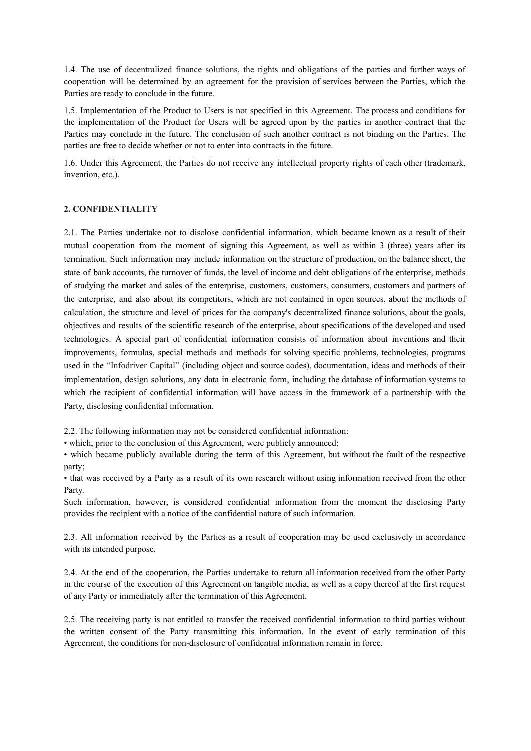1.4. The use of decentralized finance solutions, the rights and obligations of the parties and further ways of cooperation will be determined by an agreement for the provision of services between the Parties, which the Parties are ready to conclude in the future.

1.5. Implementation of the Product to Users is not specified in this Agreement. The process and conditions for the implementation of the Product for Users will be agreed upon by the parties in another contract that the Parties may conclude in the future. The conclusion of such another contract is not binding on the Parties. The parties are free to decide whether or not to enter into contracts in the future.

1.6. Under this Agreement, the Parties do not receive any intellectual property rights of each other (trademark, invention, etc.).

**2. CONFIDENTIALITY**

2.1. The Parties undertake not to disclose confidential information, which became known as a result of their mutual cooperation from the moment of signing this Agreement, as well as within 3 (three) years after its termination. Such information may include information on the structure of production, on the balance sheet, the state of bank accounts, the turnover of funds, the level of income and debt obligations of the enterprise, methods of studying the market and sales of the enterprise, customers, customers, consumers, customers and partners of the enterprise, and also about its competitors, which are not contained in open sources, about the methods of calculation, the structure and level of prices for the company's decentralized finance solutions, about the goals, objectives and results of the scientific research of the enterprise, about specifications of the developed and used technologies. A special part of confidential information consists of information about inventions and their improvements, formulas, special methods and methods for solving specific problems, technologies, programs used in the "Infodriver Capital" (including object and source codes), documentation, ideas and methods of their implementation, design solutions, any data in electronic form, including the database of information systems to which the recipient of confidential information will have access in the framework of a partnership with the Party, disclosing confidential information.

2.2. The following information may not be considered confidential information:

- which, prior to the conclusion of this Agreement, were publicly announced;
- which became publicly available during the term of this Agreement, but without the fault of the respective party;
- that was received by a Party as a result of its own research without using information received from the other Party.

Such information, however, is considered confidential information from the moment the disclosing Party provides the recipient with a notice of the confidential nature of such information.

2.3. All information received by the Parties as a result of cooperation may be used exclusively in accordance with its intended purpose.

2.4. At the end of the cooperation, the Parties undertake to return all information received from the other Party in the course of the execution of this Agreement on tangible media, as well as a copy thereof at the first request of any Party or immediately after the termination of this Agreement.

2.5. The receiving party is not entitled to transfer the received confidential information to third parties without the written consent of the Party transmitting this information. In the event of early termination of this Agreement, the conditions for non-disclosure of confidential information remain in force.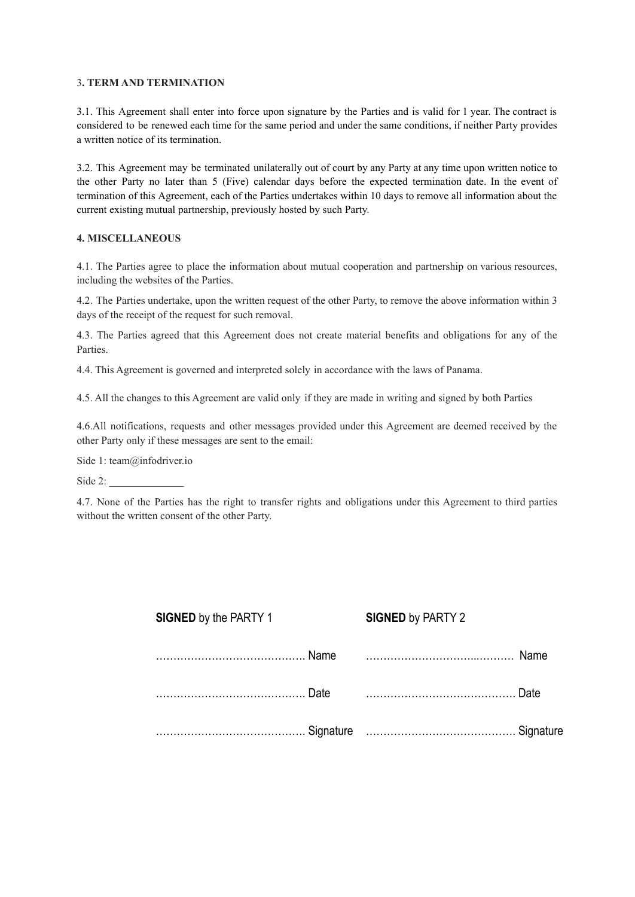**3. TERM AND TERMINATION**

3.1. This Agreement shall enter into force upon signature by the Parties and is valid for 1 year. The contract is considered to be renewed each time for the same period and under the same conditions, if neither Party provides a written notice of its termination.

3.2. This Agreement may be terminated unilaterally out of court by any Party at any time upon written notice to the other Party no later than 5 (Five) calendar days before the expected termination date. In the event of termination of this Agreement, each of the Parties undertakes within 10 days to remove all information about the current existing mutual partnership, previously hosted by such Party.

**4. MISCELLANEOUS**

4.1. The Parties agree to place the information about mutual cooperation and partnership on various resources, including the websites of the Parties.

4.2. The Parties undertake, upon the written request of the other Party, to remove the above information within 3 days of the receipt of the request for such removal.

4.3. The Parties agreed that this Agreement does not create material benefits and obligations for any of the Parties.

4.4. This Agreement is governed and interpreted solely in accordance with the laws of Panama.

4.5. All the changes to this Agreement are valid only if they are made in writing and signed by both Parties

4.6.All notifications, requests and other messages provided under this Agreement are deemed received by the other Party only if these messages are sent to the email:

Side 1: team@infodriver.io

Side 2: ______________

4.7. None of the Parties has the right to transfer rights and obligations under this Agreement to third parties without the written consent of the other Party.

| **SIGNED** by the PARTY 1 | **SIGNED** by PARTY 2 |
|---|---|
| ……………………………………. Name | ………………………...………. Name |
| ……………………………………. Date | ……………………………………. Date |
| ……………………………………. Signature | ……………………………………. Signature |